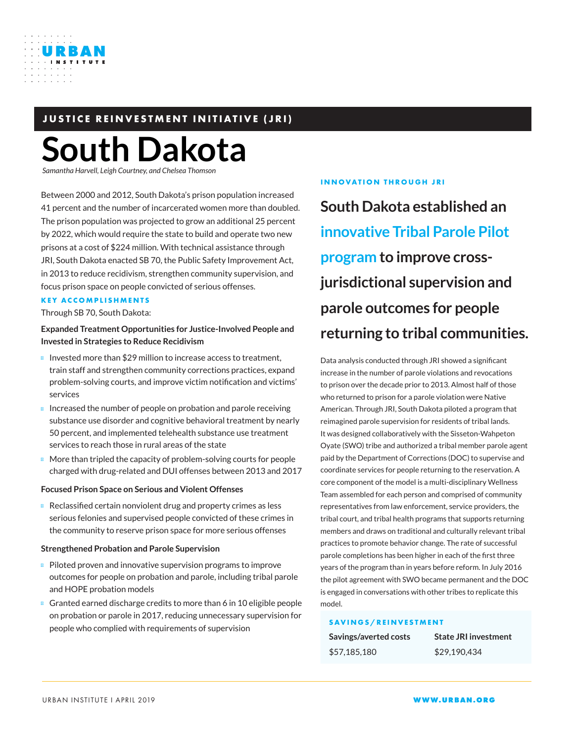URBAN INSTITUTE

JUSTICE REINVESTMENT INITIATIVE (JRI)

# South Dakota

*Samantha Harvell, Leigh Courtney, and Chelsea Thomson*

Between 2000 and 2012, South Dakota's prison population increased 41 percent and the number of incarcerated women more than doubled. The prison population was projected to grow an additional 25 percent by 2022, which would require the state to build and operate two new prisons at a cost of $224 million. With technical assistance through JRI, South Dakota enacted SB 70, the Public Safety Improvement Act, in 2013 to reduce recidivism, strengthen community supervision, and focus prison space on people convicted of serious offenses.

## KEY ACCOMPLISHMENTS

Through SB 70, South Dakota:

**Expanded Treatment Opportunities for Justice-Involved People and Invested in Strategies to Reduce Recidivism**

- Invested more than $29 million to increase access to treatment, train staff and strengthen community corrections practices, expand problem-solving courts, and improve victim notification and victims' services
- Increased the number of people on probation and parole receiving substance use disorder and cognitive behavioral treatment by nearly 50 percent, and implemented telehealth substance use treatment services to reach those in rural areas of the state
- More than tripled the capacity of problem-solving courts for people charged with drug-related and DUI offenses between 2013 and 2017

**Focused Prison Space on Serious and Violent Offenses**

- Reclassified certain nonviolent drug and property crimes as less serious felonies and supervised people convicted of these crimes in the community to reserve prison space for more serious offenses

**Strengthened Probation and Parole Supervision**

- Piloted proven and innovative supervision programs to improve outcomes for people on probation and parole, including tribal parole and HOPE probation models
- Granted earned discharge credits to more than 6 in 10 eligible people on probation or parole in 2017, reducing unnecessary supervision for people who complied with requirements of supervision

## INNOVATION THROUGH JRI

**South Dakota established an innovative Tribal Parole Pilot program to improve cross-jurisdictional supervision and parole outcomes for people returning to tribal communities.**

Data analysis conducted through JRI showed a significant increase in the number of parole violations and revocations to prison over the decade prior to 2013. Almost half of those who returned to prison for a parole violation were Native American. Through JRI, South Dakota piloted a program that reimagined parole supervision for residents of tribal lands. It was designed collaboratively with the Sisseton-Wahpeton Oyate (SWO) tribe and authorized a tribal member parole agent paid by the Department of Corrections (DOC) to supervise and coordinate services for people returning to the reservation. A core component of the model is a multi-disciplinary Wellness Team assembled for each person and comprised of community representatives from law enforcement, service providers, the tribal court, and tribal health programs that supports returning members and draws on traditional and culturally relevant tribal practices to promote behavior change. The rate of successful parole completions has been higher in each of the first three years of the program than in years before reform. In July 2016 the pilot agreement with SWO became permanent and the DOC is engaged in conversations with other tribes to replicate this model.

## SAVINGS/REINVESTMENT

| Savings/averted costs | State JRI investment |
|---|---|
| $57,185,180 | $29,190,434 |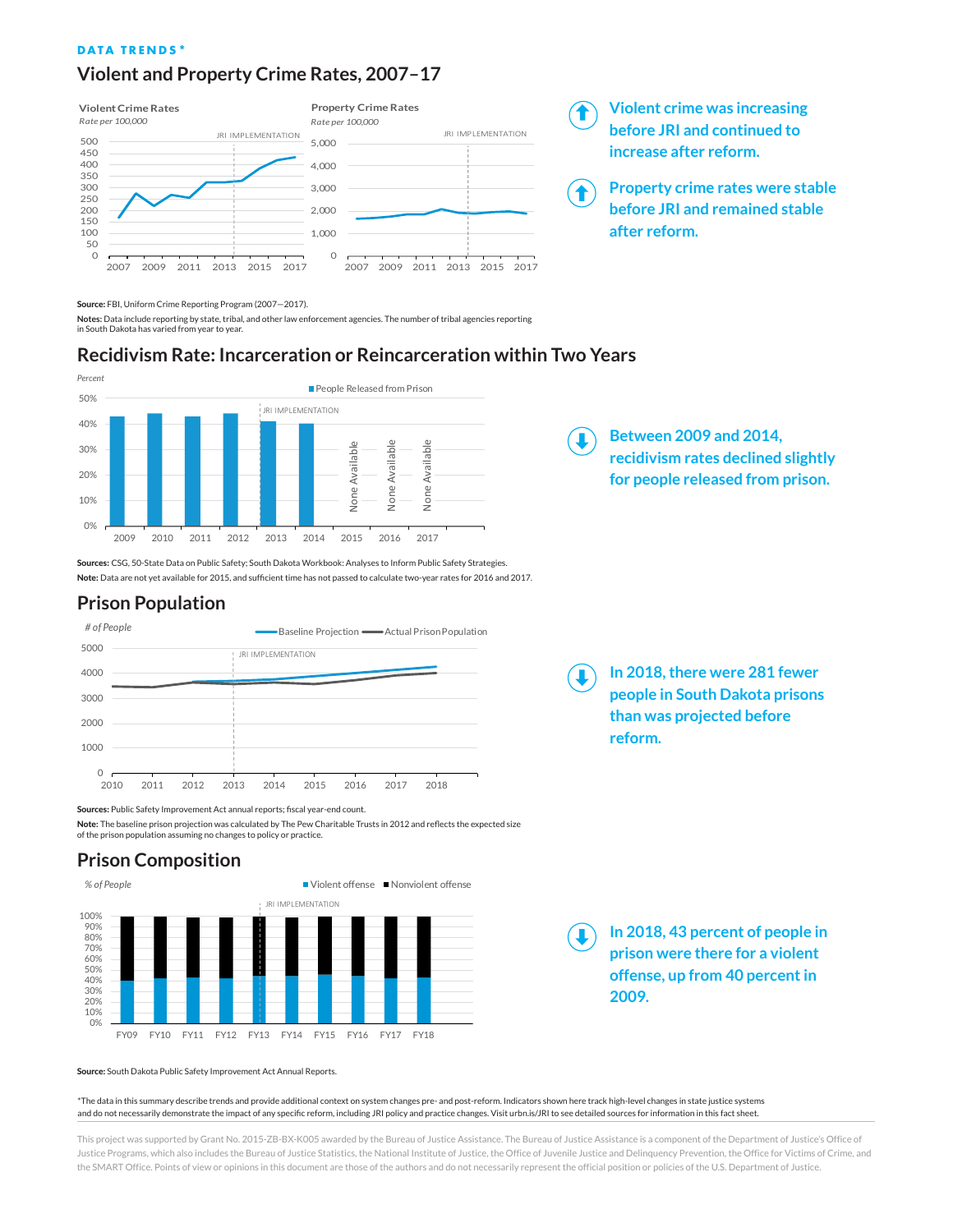**DATA TRENDS***

## Violent and Property Crime Rates, 2007–17

Violent Crime Rates

*Rate per 100,000*

JRI IMPLEMENTATION

500
450
400
350
300
250
200
150
100
50
0

2007 2009 2011 2013 2015 2017

Property Crime Rates

*Rate per 100,000*

JRI IMPLEMENTATION

5,000
4,000
3,000
2,000
1,000
0

2007 2009 2011 2013 2015 2017

**Violent crime was increasing before JRI and continued to increase after reform.**

**Property crime rates were stable before JRI and remained stable after reform.**

**Source:** FBI, Uniform Crime Reporting Program (2007—2017).

**Notes:** Data include reporting by state, tribal, and other law enforcement agencies. The number of tribal agencies reporting in South Dakota has varied from year to year.

## Recidivism Rate: Incarceration or Reincarceration within Two Years

*Percent*

People Released from Prison

JRI IMPLEMENTATION

50%
40%
30%
20%
10%
0%

2009 2010 2011 2012 2013 2014 2015 2016 2017

None Available
None Available
None Available

**Between 2009 and 2014, recidivism rates declined slightly for people released from prison.**

**Sources:** CSG, 50-State Data on Public Safety; South Dakota Workbook: Analyses to Inform Public Safety Strategies.

**Note:** Data are not yet available for 2015, and sufficient time has not passed to calculate two-year rates for 2016 and 2017.

## Prison Population

*# of People*

Baseline Projection
Actual Prison Population

JRI IMPLEMENTATION

5000
4000
3000
2000
1000
0

2010 2011 2012 2013 2014 2015 2016 2017 2018

**In 2018, there were 281 fewer people in South Dakota prisons than was projected before reform.**

**Sources:** Public Safety Improvement Act annual reports; fiscal year-end count.

**Note:** The baseline prison projection was calculated by The Pew Charitable Trusts in 2012 and reflects the expected size of the prison population assuming no changes to policy or practice.

## Prison Composition

*% of People*

Violent offense
Nonviolent offense

JRI IMPLEMENTATION

100%
90%
80%
70%
60%
50%
40%
30%
20%
10%
0%

FY09 FY10 FY11 FY12 FY13 FY14 FY15 FY16 FY17 FY18

**In 2018, 43 percent of people in prison were there for a violent offense, up from 40 percent in 2009.**

**Source:** South Dakota Public Safety Improvement Act Annual Reports.

*The data in this summary describe trends and provide additional context on system changes pre- and post-reform. Indicators shown here track high-level changes in state justice systems and do not necessarily demonstrate the impact of any specific reform, including JRI policy and practice changes. Visit urbn.is/JRI to see detailed sources for information in this fact sheet.

This project was supported by Grant No. 2015-ZB-BX-K005 awarded by the Bureau of Justice Assistance. The Bureau of Justice Assistance is a component of the Department of Justice's Office of Justice Programs, which also includes the Bureau of Justice Statistics, the National Institute of Justice, the Office of Juvenile Justice and Delinquency Prevention, the Office for Victims of Crime, and the SMART Office. Points of view or opinions in this document are those of the authors and do not necessarily represent the official position or policies of the U.S. Department of Justice.